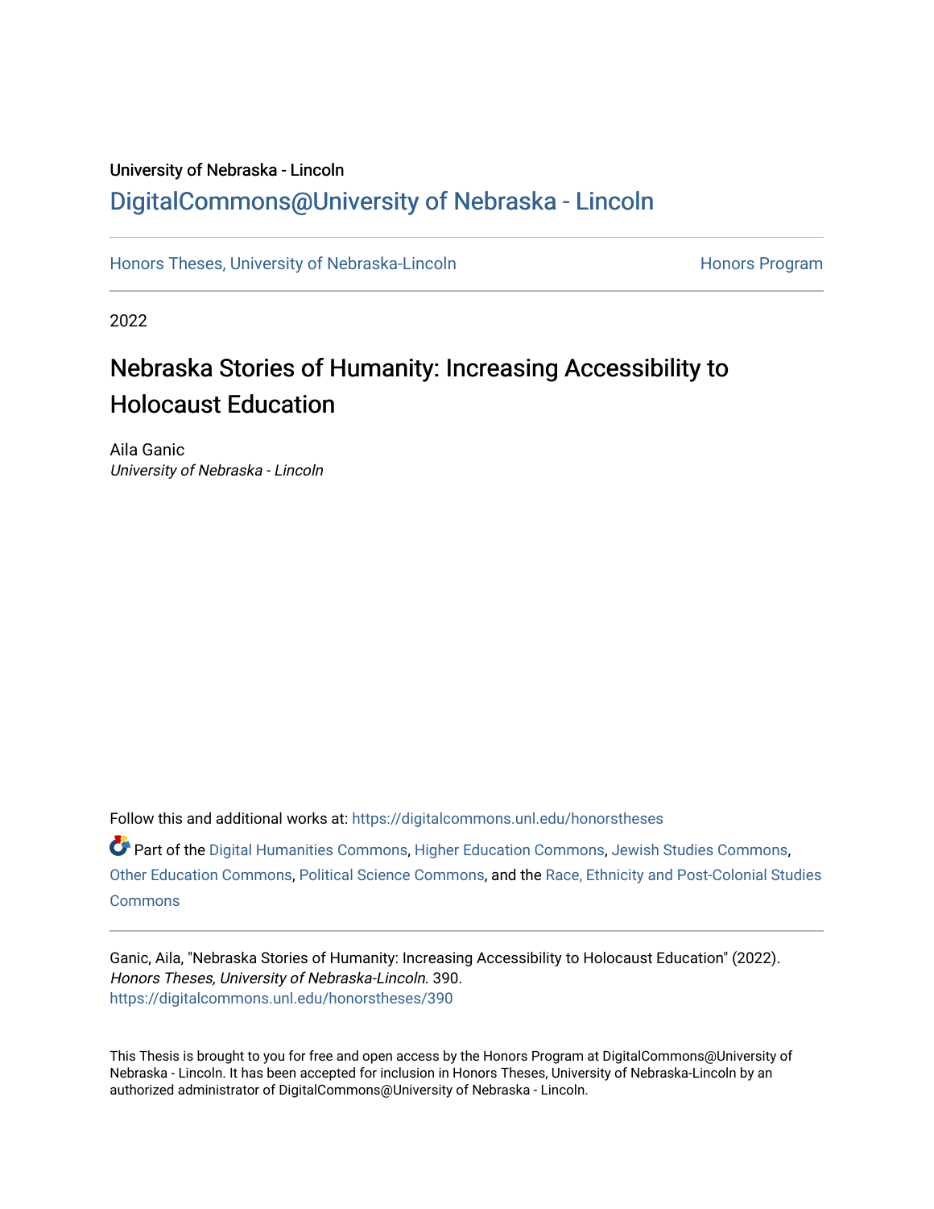University of Nebraska - Lincoln

DigitalCommons@University of Nebraska - Lincoln

Honors Theses, University of Nebraska-Lincoln — Honors Program

2022

# Nebraska Stories of Humanity: Increasing Accessibility to Holocaust Education

Aila Ganic
*University of Nebraska - Lincoln*

Follow this and additional works at: https://digitalcommons.unl.edu/honorstheses

Part of the Digital Humanities Commons, Higher Education Commons, Jewish Studies Commons, Other Education Commons, Political Science Commons, and the Race, Ethnicity and Post-Colonial Studies Commons

Ganic, Aila, "Nebraska Stories of Humanity: Increasing Accessibility to Holocaust Education" (2022). *Honors Theses, University of Nebraska-Lincoln*. 390.
https://digitalcommons.unl.edu/honorstheses/390

This Thesis is brought to you for free and open access by the Honors Program at DigitalCommons@University of Nebraska - Lincoln. It has been accepted for inclusion in Honors Theses, University of Nebraska-Lincoln by an authorized administrator of DigitalCommons@University of Nebraska - Lincoln.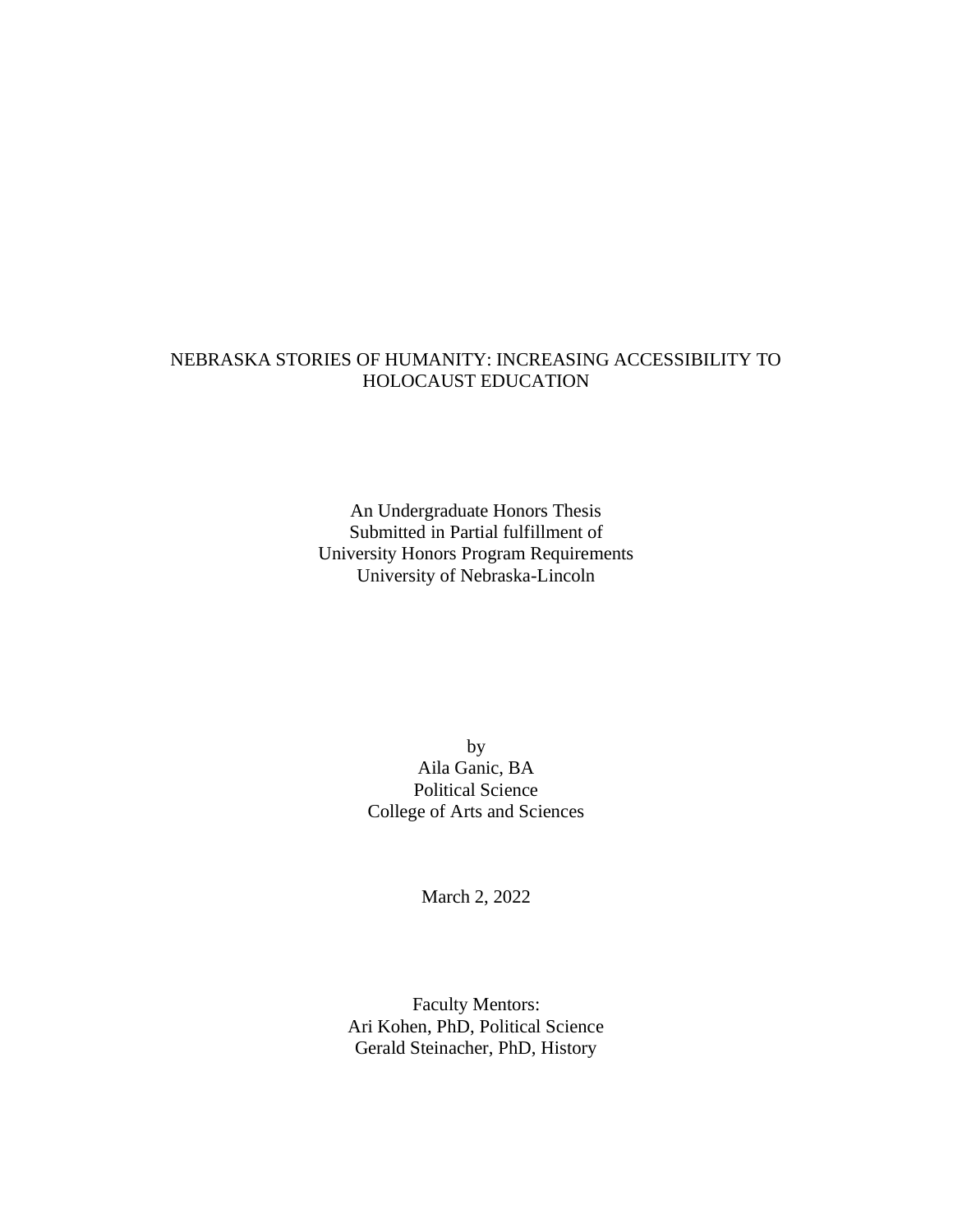# NEBRASKA STORIES OF HUMANITY: INCREASING ACCESSIBILITY TO HOLOCAUST EDUCATION

An Undergraduate Honors Thesis
Submitted in Partial fulfillment of
University Honors Program Requirements
University of Nebraska-Lincoln

by
Aila Ganic, BA
Political Science
College of Arts and Sciences

March 2, 2022

Faculty Mentors:
Ari Kohen, PhD, Political Science
Gerald Steinacher, PhD, History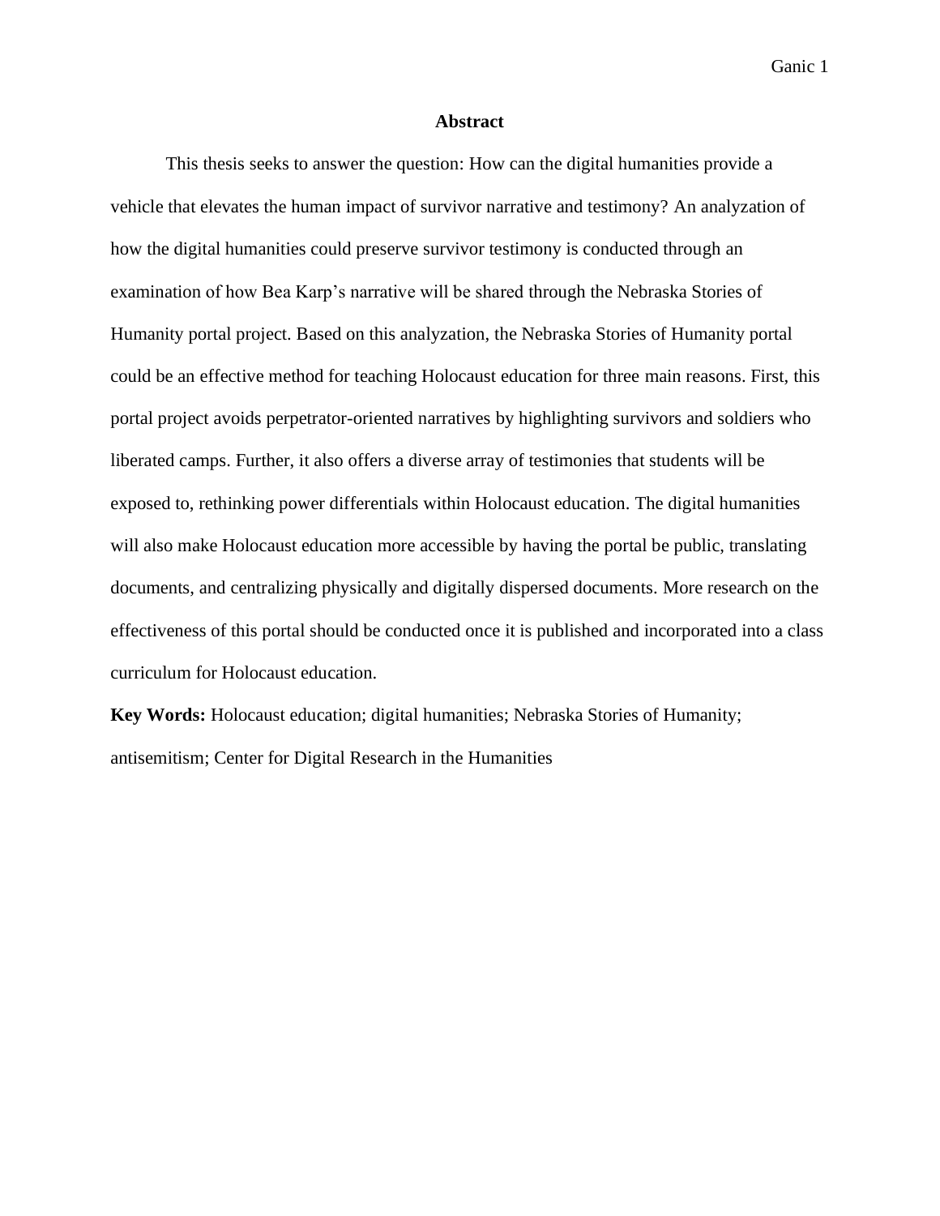## Abstract

This thesis seeks to answer the question: How can the digital humanities provide a vehicle that elevates the human impact of survivor narrative and testimony? An analyzation of how the digital humanities could preserve survivor testimony is conducted through an examination of how Bea Karp's narrative will be shared through the Nebraska Stories of Humanity portal project. Based on this analyzation, the Nebraska Stories of Humanity portal could be an effective method for teaching Holocaust education for three main reasons. First, this portal project avoids perpetrator-oriented narratives by highlighting survivors and soldiers who liberated camps. Further, it also offers a diverse array of testimonies that students will be exposed to, rethinking power differentials within Holocaust education. The digital humanities will also make Holocaust education more accessible by having the portal be public, translating documents, and centralizing physically and digitally dispersed documents. More research on the effectiveness of this portal should be conducted once it is published and incorporated into a class curriculum for Holocaust education.

**Key Words:** Holocaust education; digital humanities; Nebraska Stories of Humanity; antisemitism; Center for Digital Research in the Humanities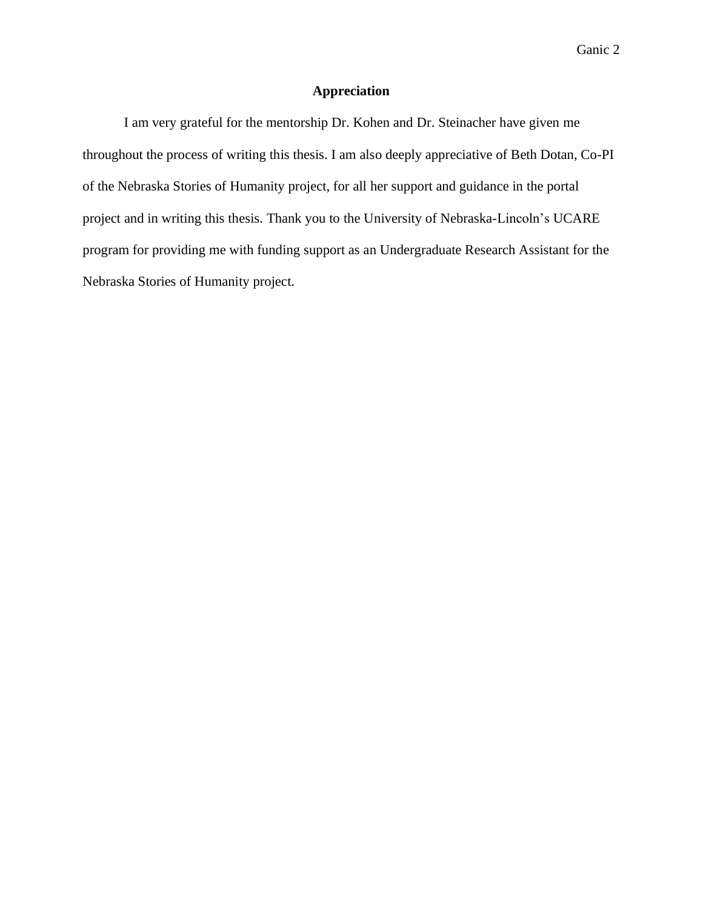## Appreciation

I am very grateful for the mentorship Dr. Kohen and Dr. Steinacher have given me throughout the process of writing this thesis. I am also deeply appreciative of Beth Dotan, Co-PI of the Nebraska Stories of Humanity project, for all her support and guidance in the portal project and in writing this thesis. Thank you to the University of Nebraska-Lincoln's UCARE program for providing me with funding support as an Undergraduate Research Assistant for the Nebraska Stories of Humanity project.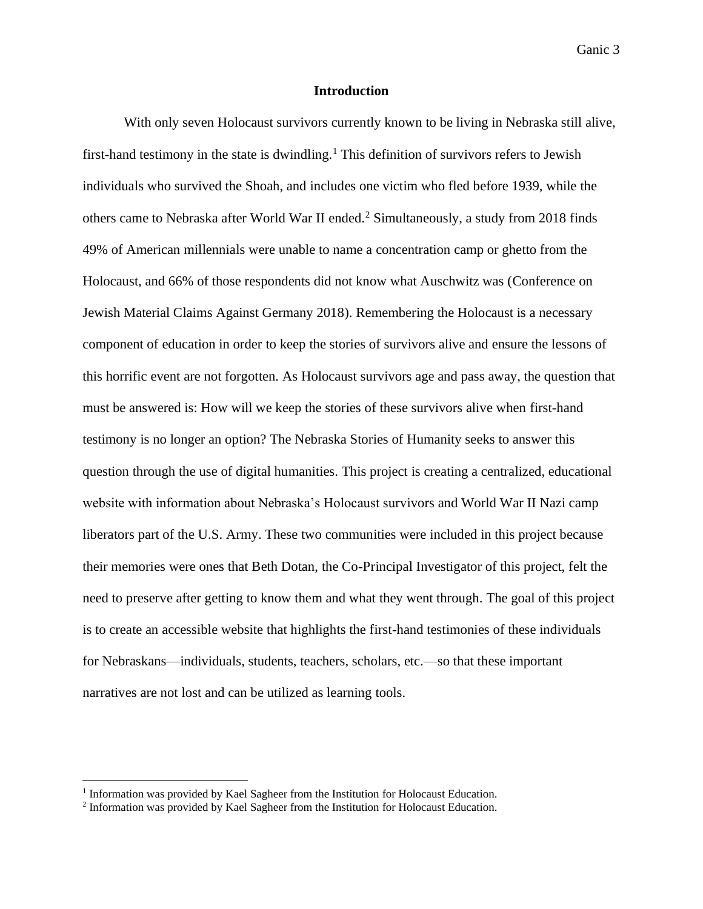## Introduction

With only seven Holocaust survivors currently known to be living in Nebraska still alive, first-hand testimony in the state is dwindling.[1] This definition of survivors refers to Jewish individuals who survived the Shoah, and includes one victim who fled before 1939, while the others came to Nebraska after World War II ended.[2] Simultaneously, a study from 2018 finds 49% of American millennials were unable to name a concentration camp or ghetto from the Holocaust, and 66% of those respondents did not know what Auschwitz was (Conference on Jewish Material Claims Against Germany 2018). Remembering the Holocaust is a necessary component of education in order to keep the stories of survivors alive and ensure the lessons of this horrific event are not forgotten. As Holocaust survivors age and pass away, the question that must be answered is: How will we keep the stories of these survivors alive when first-hand testimony is no longer an option? The Nebraska Stories of Humanity seeks to answer this question through the use of digital humanities. This project is creating a centralized, educational website with information about Nebraska's Holocaust survivors and World War II Nazi camp liberators part of the U.S. Army. These two communities were included in this project because their memories were ones that Beth Dotan, the Co-Principal Investigator of this project, felt the need to preserve after getting to know them and what they went through. The goal of this project is to create an accessible website that highlights the first-hand testimonies of these individuals for Nebraskans—individuals, students, teachers, scholars, etc.—so that these important narratives are not lost and can be utilized as learning tools.

---

[1] Information was provided by Kael Sagheer from the Institution for Holocaust Education.

[2] Information was provided by Kael Sagheer from the Institution for Holocaust Education.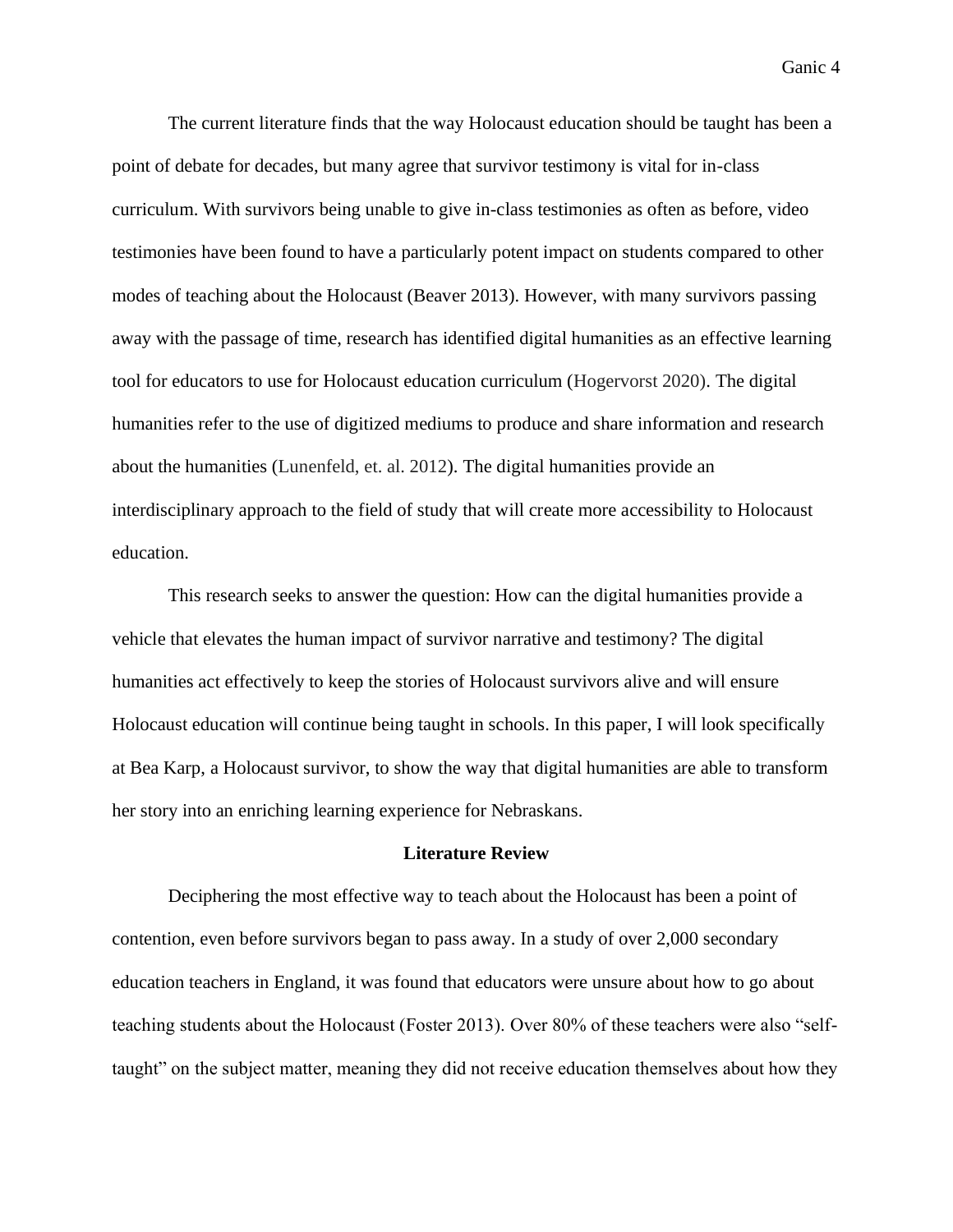The current literature finds that the way Holocaust education should be taught has been a point of debate for decades, but many agree that survivor testimony is vital for in-class curriculum. With survivors being unable to give in-class testimonies as often as before, video testimonies have been found to have a particularly potent impact on students compared to other modes of teaching about the Holocaust (Beaver 2013). However, with many survivors passing away with the passage of time, research has identified digital humanities as an effective learning tool for educators to use for Holocaust education curriculum (Hogervorst 2020). The digital humanities refer to the use of digitized mediums to produce and share information and research about the humanities (Lunenfeld, et. al. 2012). The digital humanities provide an interdisciplinary approach to the field of study that will create more accessibility to Holocaust education.

This research seeks to answer the question: How can the digital humanities provide a vehicle that elevates the human impact of survivor narrative and testimony? The digital humanities act effectively to keep the stories of Holocaust survivors alive and will ensure Holocaust education will continue being taught in schools. In this paper, I will look specifically at Bea Karp, a Holocaust survivor, to show the way that digital humanities are able to transform her story into an enriching learning experience for Nebraskans.

## Literature Review

Deciphering the most effective way to teach about the Holocaust has been a point of contention, even before survivors began to pass away. In a study of over 2,000 secondary education teachers in England, it was found that educators were unsure about how to go about teaching students about the Holocaust (Foster 2013). Over 80% of these teachers were also "self-taught" on the subject matter, meaning they did not receive education themselves about how they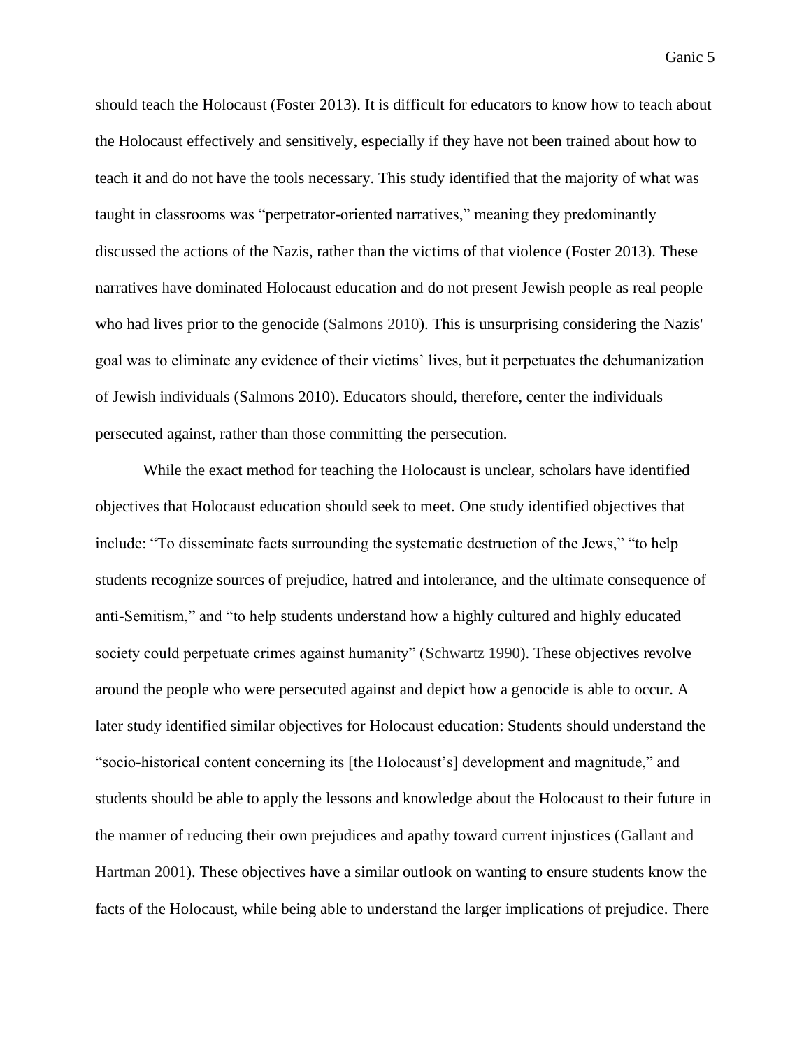should teach the Holocaust (Foster 2013). It is difficult for educators to know how to teach about the Holocaust effectively and sensitively, especially if they have not been trained about how to teach it and do not have the tools necessary. This study identified that the majority of what was taught in classrooms was "perpetrator-oriented narratives," meaning they predominantly discussed the actions of the Nazis, rather than the victims of that violence (Foster 2013). These narratives have dominated Holocaust education and do not present Jewish people as real people who had lives prior to the genocide (Salmons 2010). This is unsurprising considering the Nazis' goal was to eliminate any evidence of their victims' lives, but it perpetuates the dehumanization of Jewish individuals (Salmons 2010). Educators should, therefore, center the individuals persecuted against, rather than those committing the persecution.

While the exact method for teaching the Holocaust is unclear, scholars have identified objectives that Holocaust education should seek to meet. One study identified objectives that include: "To disseminate facts surrounding the systematic destruction of the Jews," "to help students recognize sources of prejudice, hatred and intolerance, and the ultimate consequence of anti-Semitism," and "to help students understand how a highly cultured and highly educated society could perpetuate crimes against humanity" (Schwartz 1990). These objectives revolve around the people who were persecuted against and depict how a genocide is able to occur. A later study identified similar objectives for Holocaust education: Students should understand the "socio-historical content concerning its [the Holocaust's] development and magnitude," and students should be able to apply the lessons and knowledge about the Holocaust to their future in the manner of reducing their own prejudices and apathy toward current injustices (Gallant and Hartman 2001). These objectives have a similar outlook on wanting to ensure students know the facts of the Holocaust, while being able to understand the larger implications of prejudice. There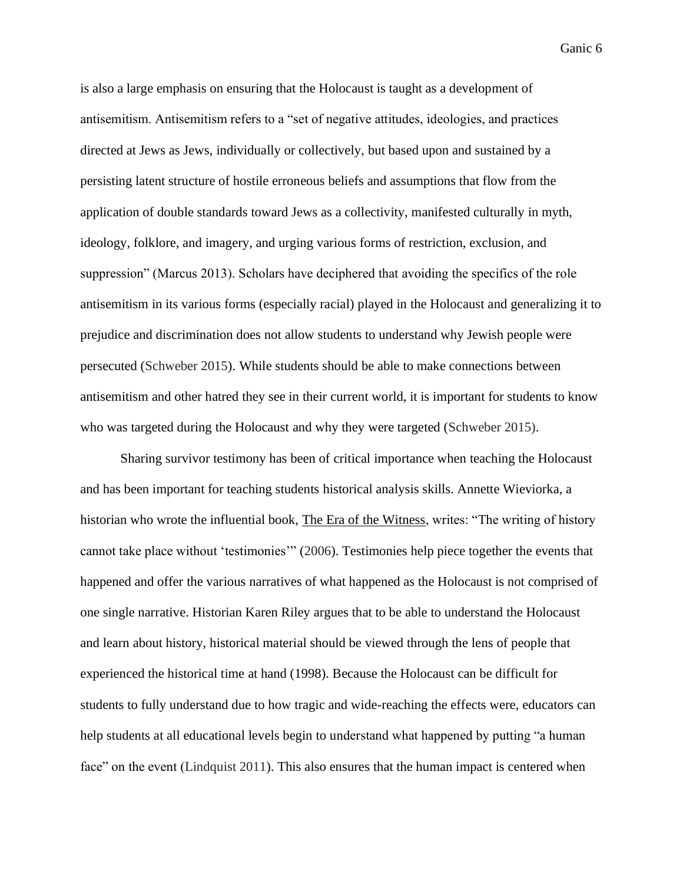is also a large emphasis on ensuring that the Holocaust is taught as a development of antisemitism. Antisemitism refers to a "set of negative attitudes, ideologies, and practices directed at Jews as Jews, individually or collectively, but based upon and sustained by a persisting latent structure of hostile erroneous beliefs and assumptions that flow from the application of double standards toward Jews as a collectivity, manifested culturally in myth, ideology, folklore, and imagery, and urging various forms of restriction, exclusion, and suppression" (Marcus 2013). Scholars have deciphered that avoiding the specifics of the role antisemitism in its various forms (especially racial) played in the Holocaust and generalizing it to prejudice and discrimination does not allow students to understand why Jewish people were persecuted (Schweber 2015). While students should be able to make connections between antisemitism and other hatred they see in their current world, it is important for students to know who was targeted during the Holocaust and why they were targeted (Schweber 2015).

Sharing survivor testimony has been of critical importance when teaching the Holocaust and has been important for teaching students historical analysis skills. Annette Wieviorka, a historian who wrote the influential book, The Era of the Witness, writes: "The writing of history cannot take place without 'testimonies'" (2006). Testimonies help piece together the events that happened and offer the various narratives of what happened as the Holocaust is not comprised of one single narrative. Historian Karen Riley argues that to be able to understand the Holocaust and learn about history, historical material should be viewed through the lens of people that experienced the historical time at hand (1998). Because the Holocaust can be difficult for students to fully understand due to how tragic and wide-reaching the effects were, educators can help students at all educational levels begin to understand what happened by putting "a human face" on the event (Lindquist 2011). This also ensures that the human impact is centered when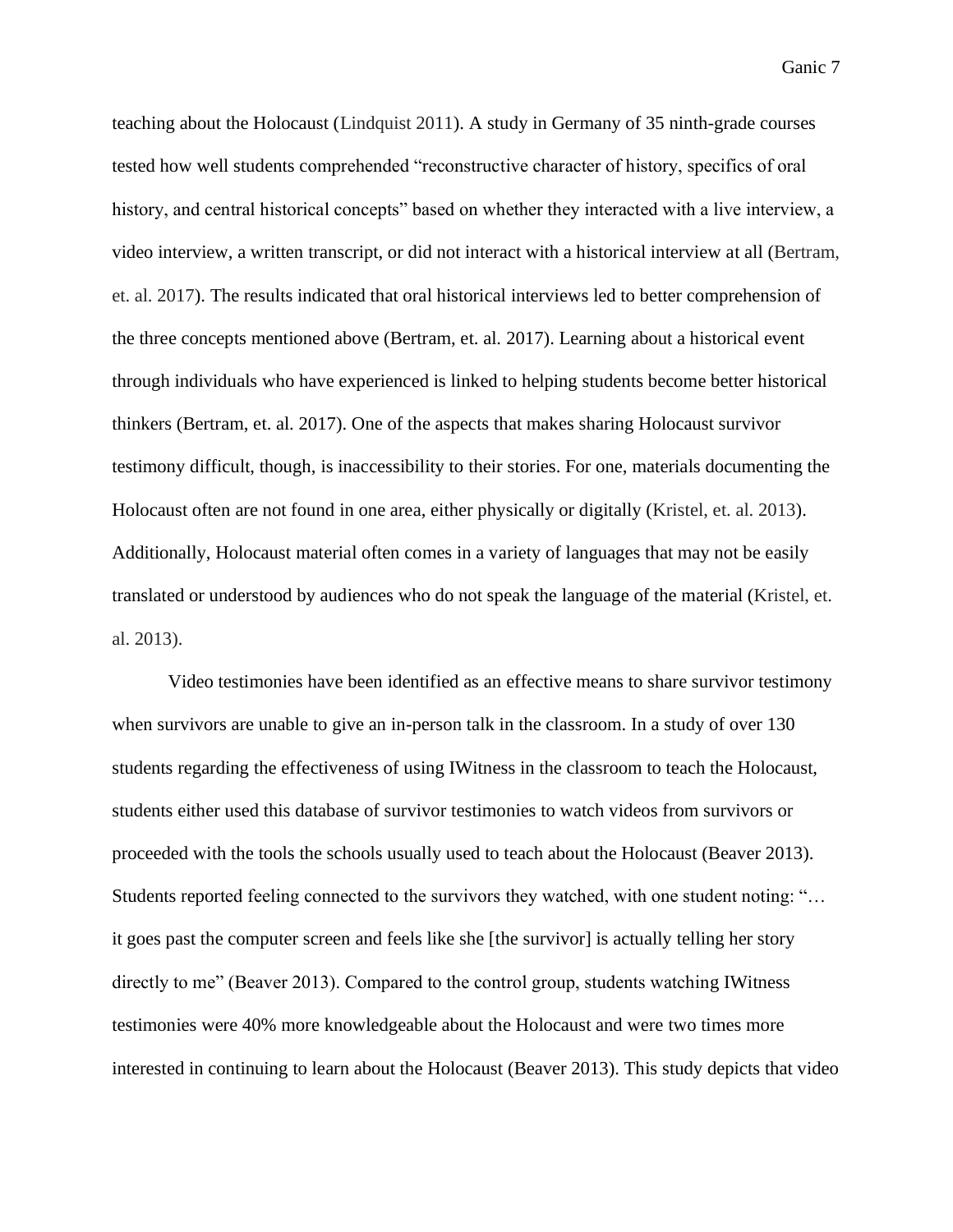teaching about the Holocaust (Lindquist 2011). A study in Germany of 35 ninth-grade courses tested how well students comprehended "reconstructive character of history, specifics of oral history, and central historical concepts" based on whether they interacted with a live interview, a video interview, a written transcript, or did not interact with a historical interview at all (Bertram, et. al. 2017). The results indicated that oral historical interviews led to better comprehension of the three concepts mentioned above (Bertram, et. al. 2017). Learning about a historical event through individuals who have experienced is linked to helping students become better historical thinkers (Bertram, et. al. 2017). One of the aspects that makes sharing Holocaust survivor testimony difficult, though, is inaccessibility to their stories. For one, materials documenting the Holocaust often are not found in one area, either physically or digitally (Kristel, et. al. 2013). Additionally, Holocaust material often comes in a variety of languages that may not be easily translated or understood by audiences who do not speak the language of the material (Kristel, et. al. 2013).

Video testimonies have been identified as an effective means to share survivor testimony when survivors are unable to give an in-person talk in the classroom. In a study of over 130 students regarding the effectiveness of using IWitness in the classroom to teach the Holocaust, students either used this database of survivor testimonies to watch videos from survivors or proceeded with the tools the schools usually used to teach about the Holocaust (Beaver 2013). Students reported feeling connected to the survivors they watched, with one student noting: "… it goes past the computer screen and feels like she [the survivor] is actually telling her story directly to me" (Beaver 2013). Compared to the control group, students watching IWitness testimonies were 40% more knowledgeable about the Holocaust and were two times more interested in continuing to learn about the Holocaust (Beaver 2013). This study depicts that video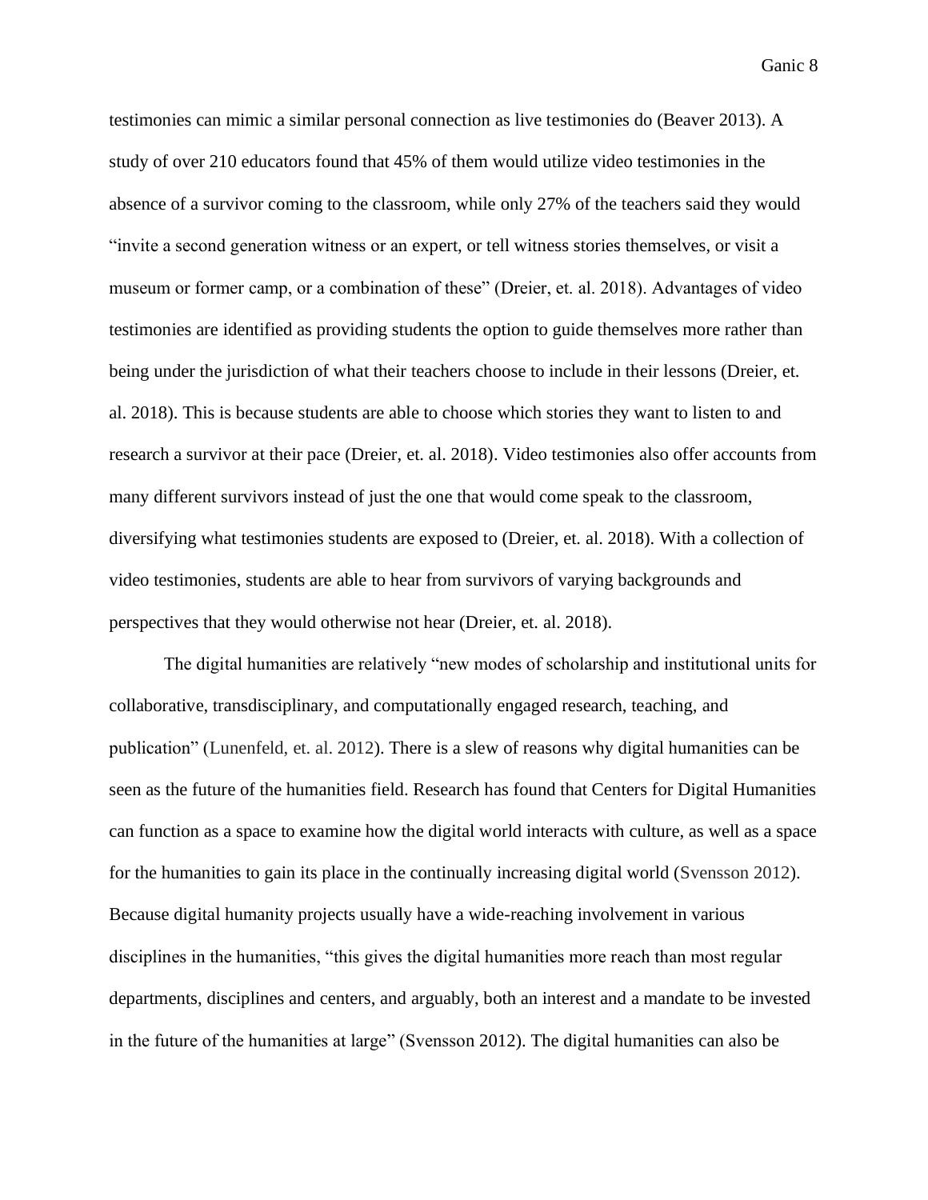testimonies can mimic a similar personal connection as live testimonies do (Beaver 2013). A study of over 210 educators found that 45% of them would utilize video testimonies in the absence of a survivor coming to the classroom, while only 27% of the teachers said they would "invite a second generation witness or an expert, or tell witness stories themselves, or visit a museum or former camp, or a combination of these" (Dreier, et. al. 2018). Advantages of video testimonies are identified as providing students the option to guide themselves more rather than being under the jurisdiction of what their teachers choose to include in their lessons (Dreier, et. al. 2018). This is because students are able to choose which stories they want to listen to and research a survivor at their pace (Dreier, et. al. 2018). Video testimonies also offer accounts from many different survivors instead of just the one that would come speak to the classroom, diversifying what testimonies students are exposed to (Dreier, et. al. 2018). With a collection of video testimonies, students are able to hear from survivors of varying backgrounds and perspectives that they would otherwise not hear (Dreier, et. al. 2018).

The digital humanities are relatively "new modes of scholarship and institutional units for collaborative, transdisciplinary, and computationally engaged research, teaching, and publication" (Lunenfeld, et. al. 2012). There is a slew of reasons why digital humanities can be seen as the future of the humanities field. Research has found that Centers for Digital Humanities can function as a space to examine how the digital world interacts with culture, as well as a space for the humanities to gain its place in the continually increasing digital world (Svensson 2012). Because digital humanity projects usually have a wide-reaching involvement in various disciplines in the humanities, "this gives the digital humanities more reach than most regular departments, disciplines and centers, and arguably, both an interest and a mandate to be invested in the future of the humanities at large" (Svensson 2012). The digital humanities can also be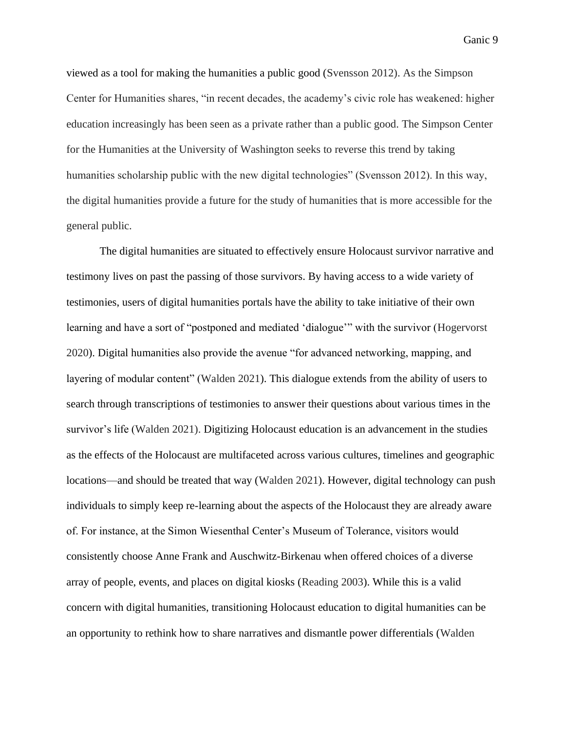viewed as a tool for making the humanities a public good (Svensson 2012). As the Simpson Center for Humanities shares, "in recent decades, the academy's civic role has weakened: higher education increasingly has been seen as a private rather than a public good. The Simpson Center for the Humanities at the University of Washington seeks to reverse this trend by taking humanities scholarship public with the new digital technologies" (Svensson 2012). In this way, the digital humanities provide a future for the study of humanities that is more accessible for the general public.

The digital humanities are situated to effectively ensure Holocaust survivor narrative and testimony lives on past the passing of those survivors. By having access to a wide variety of testimonies, users of digital humanities portals have the ability to take initiative of their own learning and have a sort of "postponed and mediated 'dialogue'" with the survivor (Hogervorst 2020). Digital humanities also provide the avenue "for advanced networking, mapping, and layering of modular content" (Walden 2021). This dialogue extends from the ability of users to search through transcriptions of testimonies to answer their questions about various times in the survivor's life (Walden 2021). Digitizing Holocaust education is an advancement in the studies as the effects of the Holocaust are multifaceted across various cultures, timelines and geographic locations—and should be treated that way (Walden 2021). However, digital technology can push individuals to simply keep re-learning about the aspects of the Holocaust they are already aware of. For instance, at the Simon Wiesenthal Center's Museum of Tolerance, visitors would consistently choose Anne Frank and Auschwitz-Birkenau when offered choices of a diverse array of people, events, and places on digital kiosks (Reading 2003). While this is a valid concern with digital humanities, transitioning Holocaust education to digital humanities can be an opportunity to rethink how to share narratives and dismantle power differentials (Walden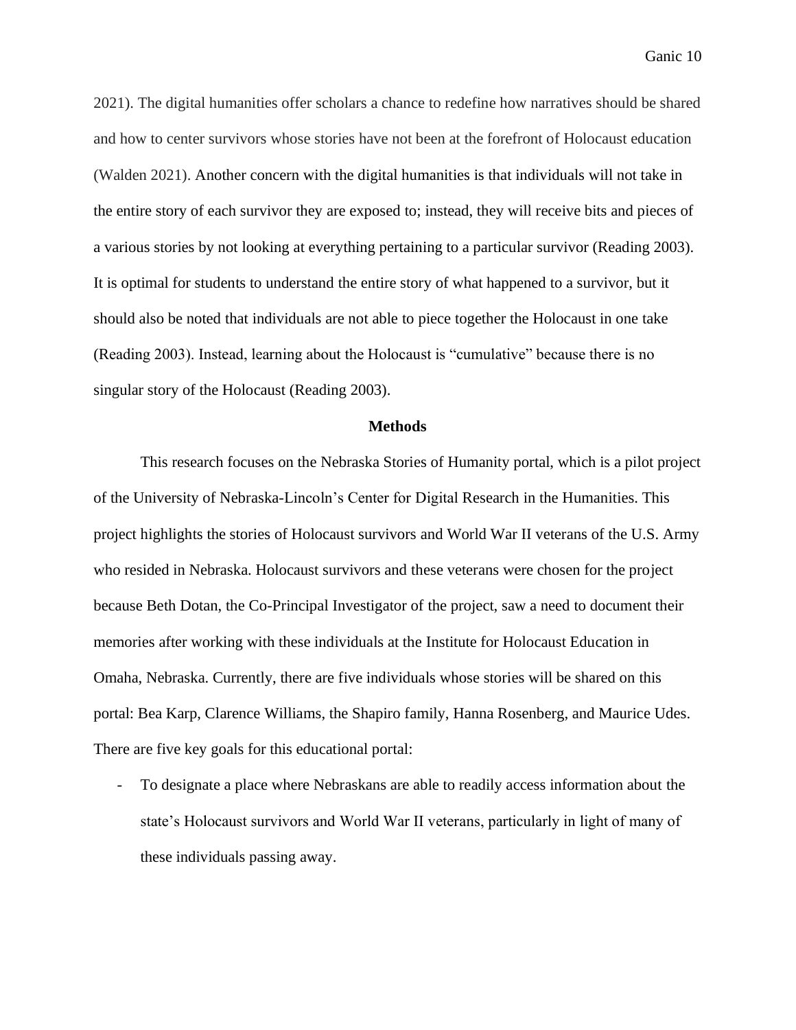2021). The digital humanities offer scholars a chance to redefine how narratives should be shared and how to center survivors whose stories have not been at the forefront of Holocaust education (Walden 2021). Another concern with the digital humanities is that individuals will not take in the entire story of each survivor they are exposed to; instead, they will receive bits and pieces of a various stories by not looking at everything pertaining to a particular survivor (Reading 2003). It is optimal for students to understand the entire story of what happened to a survivor, but it should also be noted that individuals are not able to piece together the Holocaust in one take (Reading 2003). Instead, learning about the Holocaust is "cumulative" because there is no singular story of the Holocaust (Reading 2003).

## Methods

This research focuses on the Nebraska Stories of Humanity portal, which is a pilot project of the University of Nebraska-Lincoln's Center for Digital Research in the Humanities. This project highlights the stories of Holocaust survivors and World War II veterans of the U.S. Army who resided in Nebraska. Holocaust survivors and these veterans were chosen for the project because Beth Dotan, the Co-Principal Investigator of the project, saw a need to document their memories after working with these individuals at the Institute for Holocaust Education in Omaha, Nebraska. Currently, there are five individuals whose stories will be shared on this portal: Bea Karp, Clarence Williams, the Shapiro family, Hanna Rosenberg, and Maurice Udes. There are five key goals for this educational portal:

- To designate a place where Nebraskans are able to readily access information about the state's Holocaust survivors and World War II veterans, particularly in light of many of these individuals passing away.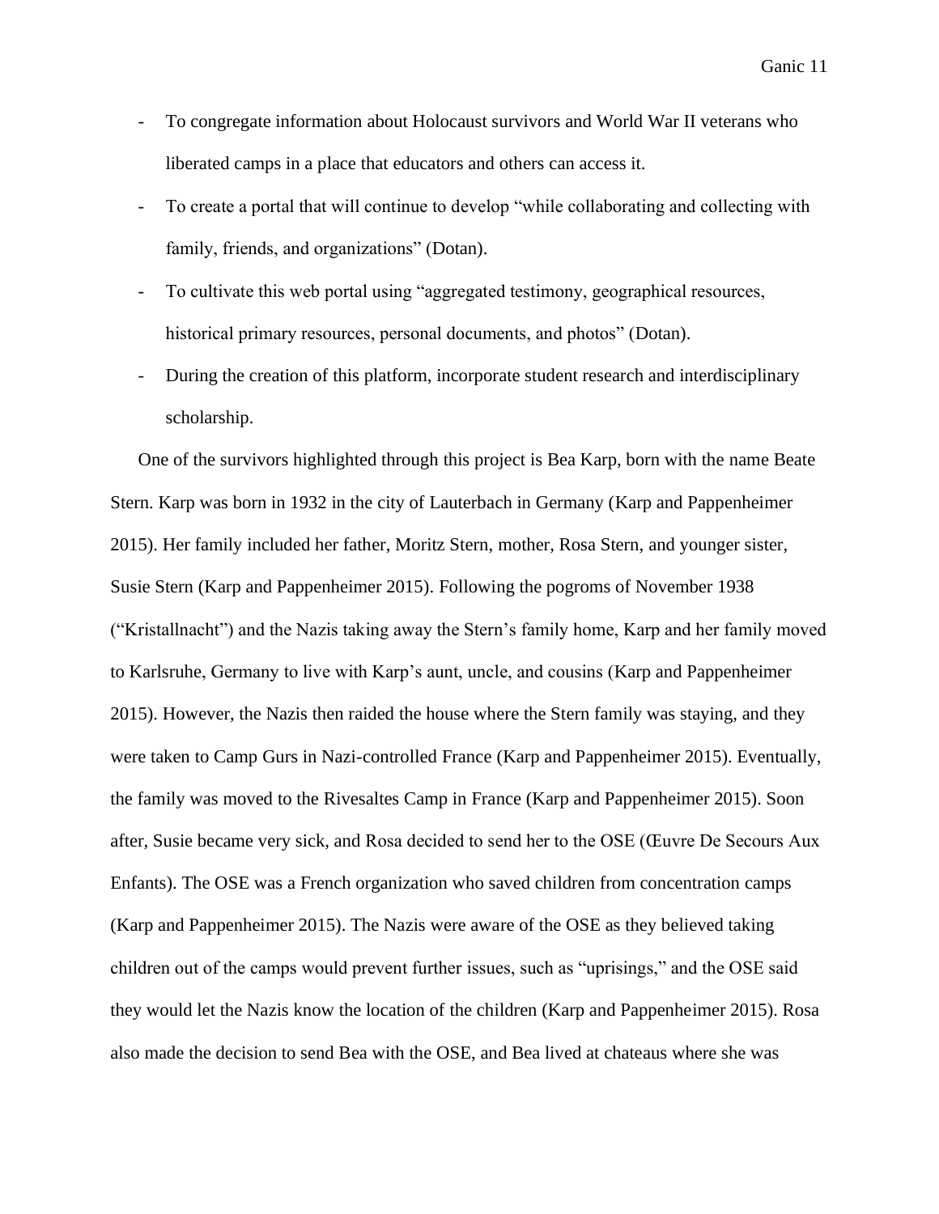- To congregate information about Holocaust survivors and World War II veterans who liberated camps in a place that educators and others can access it.
- To create a portal that will continue to develop "while collaborating and collecting with family, friends, and organizations" (Dotan).
- To cultivate this web portal using "aggregated testimony, geographical resources, historical primary resources, personal documents, and photos" (Dotan).
- During the creation of this platform, incorporate student research and interdisciplinary scholarship.

One of the survivors highlighted through this project is Bea Karp, born with the name Beate Stern. Karp was born in 1932 in the city of Lauterbach in Germany (Karp and Pappenheimer 2015). Her family included her father, Moritz Stern, mother, Rosa Stern, and younger sister, Susie Stern (Karp and Pappenheimer 2015). Following the pogroms of November 1938 ("Kristallnacht") and the Nazis taking away the Stern's family home, Karp and her family moved to Karlsruhe, Germany to live with Karp's aunt, uncle, and cousins (Karp and Pappenheimer 2015). However, the Nazis then raided the house where the Stern family was staying, and they were taken to Camp Gurs in Nazi-controlled France (Karp and Pappenheimer 2015). Eventually, the family was moved to the Rivesaltes Camp in France (Karp and Pappenheimer 2015). Soon after, Susie became very sick, and Rosa decided to send her to the OSE (Œuvre De Secours Aux Enfants). The OSE was a French organization who saved children from concentration camps (Karp and Pappenheimer 2015). The Nazis were aware of the OSE as they believed taking children out of the camps would prevent further issues, such as "uprisings," and the OSE said they would let the Nazis know the location of the children (Karp and Pappenheimer 2015). Rosa also made the decision to send Bea with the OSE, and Bea lived at chateaus where she was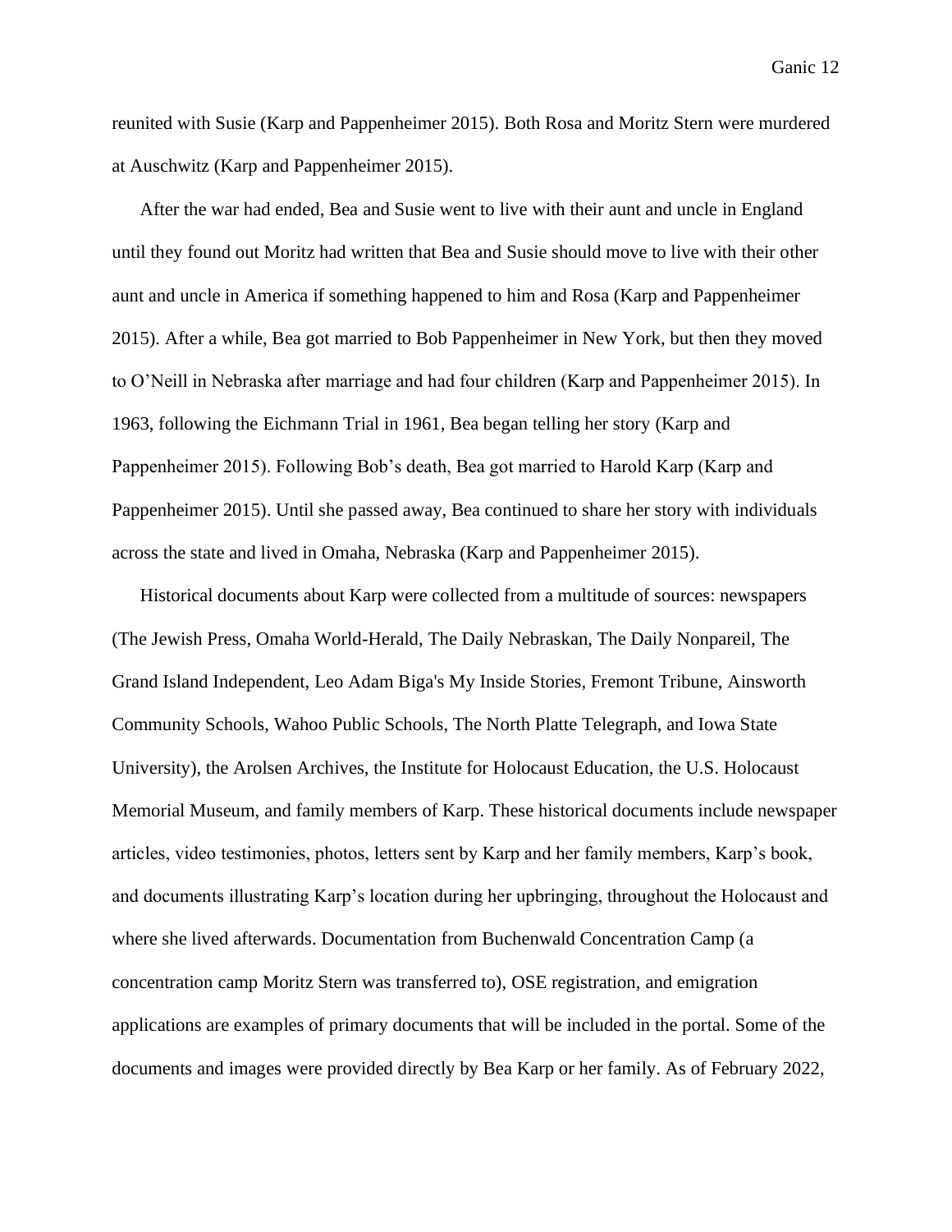reunited with Susie (Karp and Pappenheimer 2015). Both Rosa and Moritz Stern were murdered at Auschwitz (Karp and Pappenheimer 2015).

After the war had ended, Bea and Susie went to live with their aunt and uncle in England until they found out Moritz had written that Bea and Susie should move to live with their other aunt and uncle in America if something happened to him and Rosa (Karp and Pappenheimer 2015). After a while, Bea got married to Bob Pappenheimer in New York, but then they moved to O'Neill in Nebraska after marriage and had four children (Karp and Pappenheimer 2015). In 1963, following the Eichmann Trial in 1961, Bea began telling her story (Karp and Pappenheimer 2015). Following Bob's death, Bea got married to Harold Karp (Karp and Pappenheimer 2015). Until she passed away, Bea continued to share her story with individuals across the state and lived in Omaha, Nebraska (Karp and Pappenheimer 2015).

Historical documents about Karp were collected from a multitude of sources: newspapers (The Jewish Press, Omaha World-Herald, The Daily Nebraskan, The Daily Nonpareil, The Grand Island Independent, Leo Adam Biga's My Inside Stories, Fremont Tribune, Ainsworth Community Schools, Wahoo Public Schools, The North Platte Telegraph, and Iowa State University), the Arolsen Archives, the Institute for Holocaust Education, the U.S. Holocaust Memorial Museum, and family members of Karp. These historical documents include newspaper articles, video testimonies, photos, letters sent by Karp and her family members, Karp's book, and documents illustrating Karp's location during her upbringing, throughout the Holocaust and where she lived afterwards. Documentation from Buchenwald Concentration Camp (a concentration camp Moritz Stern was transferred to), OSE registration, and emigration applications are examples of primary documents that will be included in the portal. Some of the documents and images were provided directly by Bea Karp or her family. As of February 2022,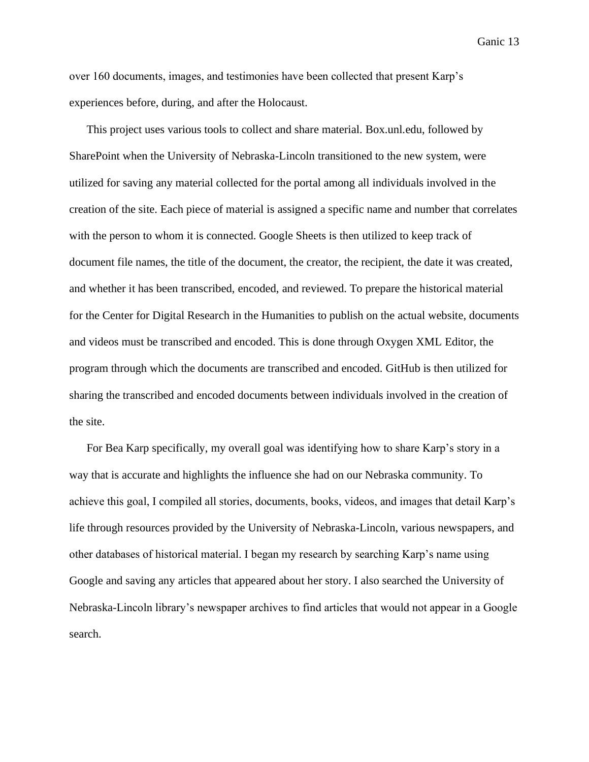over 160 documents, images, and testimonies have been collected that present Karp's experiences before, during, and after the Holocaust.

This project uses various tools to collect and share material. Box.unl.edu, followed by SharePoint when the University of Nebraska-Lincoln transitioned to the new system, were utilized for saving any material collected for the portal among all individuals involved in the creation of the site. Each piece of material is assigned a specific name and number that correlates with the person to whom it is connected. Google Sheets is then utilized to keep track of document file names, the title of the document, the creator, the recipient, the date it was created, and whether it has been transcribed, encoded, and reviewed. To prepare the historical material for the Center for Digital Research in the Humanities to publish on the actual website, documents and videos must be transcribed and encoded. This is done through Oxygen XML Editor, the program through which the documents are transcribed and encoded. GitHub is then utilized for sharing the transcribed and encoded documents between individuals involved in the creation of the site.

For Bea Karp specifically, my overall goal was identifying how to share Karp's story in a way that is accurate and highlights the influence she had on our Nebraska community. To achieve this goal, I compiled all stories, documents, books, videos, and images that detail Karp's life through resources provided by the University of Nebraska-Lincoln, various newspapers, and other databases of historical material. I began my research by searching Karp's name using Google and saving any articles that appeared about her story. I also searched the University of Nebraska-Lincoln library's newspaper archives to find articles that would not appear in a Google search.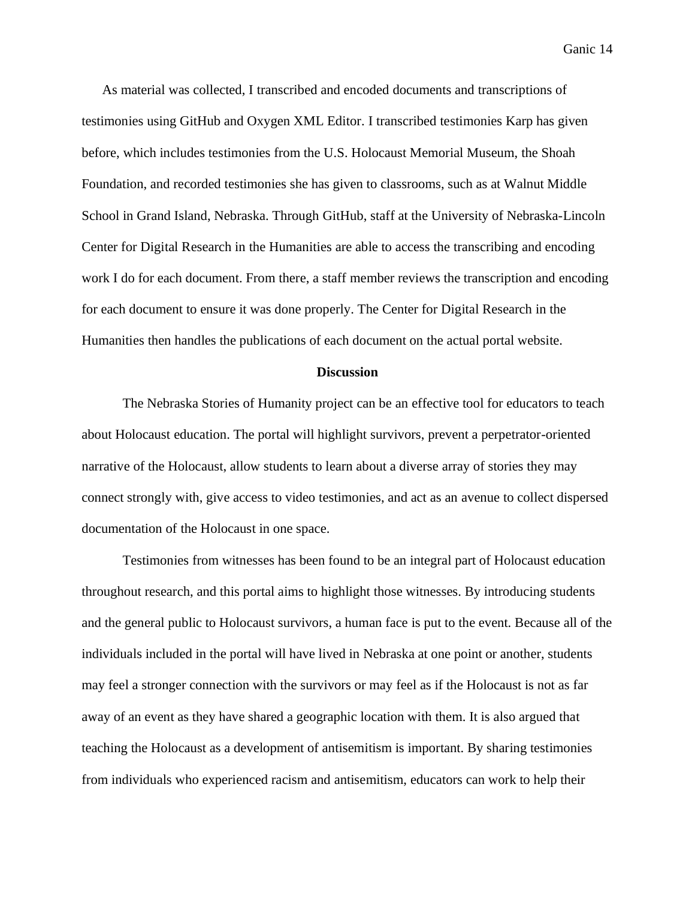As material was collected, I transcribed and encoded documents and transcriptions of testimonies using GitHub and Oxygen XML Editor. I transcribed testimonies Karp has given before, which includes testimonies from the U.S. Holocaust Memorial Museum, the Shoah Foundation, and recorded testimonies she has given to classrooms, such as at Walnut Middle School in Grand Island, Nebraska. Through GitHub, staff at the University of Nebraska-Lincoln Center for Digital Research in the Humanities are able to access the transcribing and encoding work I do for each document. From there, a staff member reviews the transcription and encoding for each document to ensure it was done properly. The Center for Digital Research in the Humanities then handles the publications of each document on the actual portal website.

## Discussion

The Nebraska Stories of Humanity project can be an effective tool for educators to teach about Holocaust education. The portal will highlight survivors, prevent a perpetrator-oriented narrative of the Holocaust, allow students to learn about a diverse array of stories they may connect strongly with, give access to video testimonies, and act as an avenue to collect dispersed documentation of the Holocaust in one space.

Testimonies from witnesses has been found to be an integral part of Holocaust education throughout research, and this portal aims to highlight those witnesses. By introducing students and the general public to Holocaust survivors, a human face is put to the event. Because all of the individuals included in the portal will have lived in Nebraska at one point or another, students may feel a stronger connection with the survivors or may feel as if the Holocaust is not as far away of an event as they have shared a geographic location with them. It is also argued that teaching the Holocaust as a development of antisemitism is important. By sharing testimonies from individuals who experienced racism and antisemitism, educators can work to help their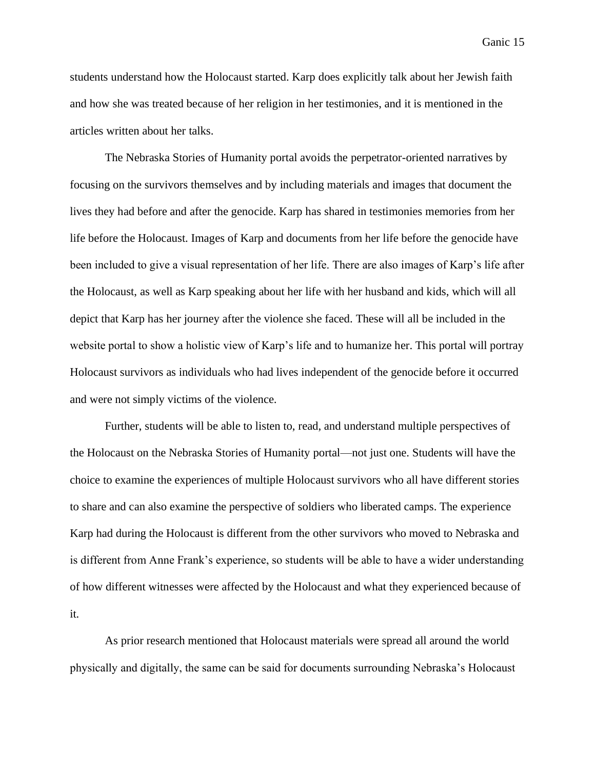students understand how the Holocaust started. Karp does explicitly talk about her Jewish faith and how she was treated because of her religion in her testimonies, and it is mentioned in the articles written about her talks.

The Nebraska Stories of Humanity portal avoids the perpetrator-oriented narratives by focusing on the survivors themselves and by including materials and images that document the lives they had before and after the genocide. Karp has shared in testimonies memories from her life before the Holocaust. Images of Karp and documents from her life before the genocide have been included to give a visual representation of her life. There are also images of Karp's life after the Holocaust, as well as Karp speaking about her life with her husband and kids, which will all depict that Karp has her journey after the violence she faced. These will all be included in the website portal to show a holistic view of Karp's life and to humanize her. This portal will portray Holocaust survivors as individuals who had lives independent of the genocide before it occurred and were not simply victims of the violence.

Further, students will be able to listen to, read, and understand multiple perspectives of the Holocaust on the Nebraska Stories of Humanity portal—not just one. Students will have the choice to examine the experiences of multiple Holocaust survivors who all have different stories to share and can also examine the perspective of soldiers who liberated camps. The experience Karp had during the Holocaust is different from the other survivors who moved to Nebraska and is different from Anne Frank's experience, so students will be able to have a wider understanding of how different witnesses were affected by the Holocaust and what they experienced because of it.

As prior research mentioned that Holocaust materials were spread all around the world physically and digitally, the same can be said for documents surrounding Nebraska's Holocaust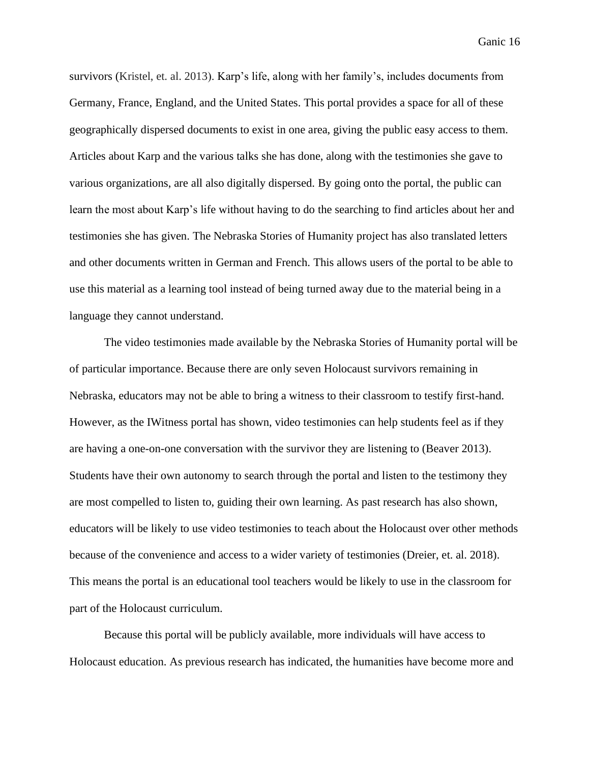survivors (Kristel, et. al. 2013). Karp's life, along with her family's, includes documents from Germany, France, England, and the United States. This portal provides a space for all of these geographically dispersed documents to exist in one area, giving the public easy access to them. Articles about Karp and the various talks she has done, along with the testimonies she gave to various organizations, are all also digitally dispersed. By going onto the portal, the public can learn the most about Karp's life without having to do the searching to find articles about her and testimonies she has given. The Nebraska Stories of Humanity project has also translated letters and other documents written in German and French. This allows users of the portal to be able to use this material as a learning tool instead of being turned away due to the material being in a language they cannot understand.

The video testimonies made available by the Nebraska Stories of Humanity portal will be of particular importance. Because there are only seven Holocaust survivors remaining in Nebraska, educators may not be able to bring a witness to their classroom to testify first-hand. However, as the IWitness portal has shown, video testimonies can help students feel as if they are having a one-on-one conversation with the survivor they are listening to (Beaver 2013). Students have their own autonomy to search through the portal and listen to the testimony they are most compelled to listen to, guiding their own learning. As past research has also shown, educators will be likely to use video testimonies to teach about the Holocaust over other methods because of the convenience and access to a wider variety of testimonies (Dreier, et. al. 2018). This means the portal is an educational tool teachers would be likely to use in the classroom for part of the Holocaust curriculum.

Because this portal will be publicly available, more individuals will have access to Holocaust education. As previous research has indicated, the humanities have become more and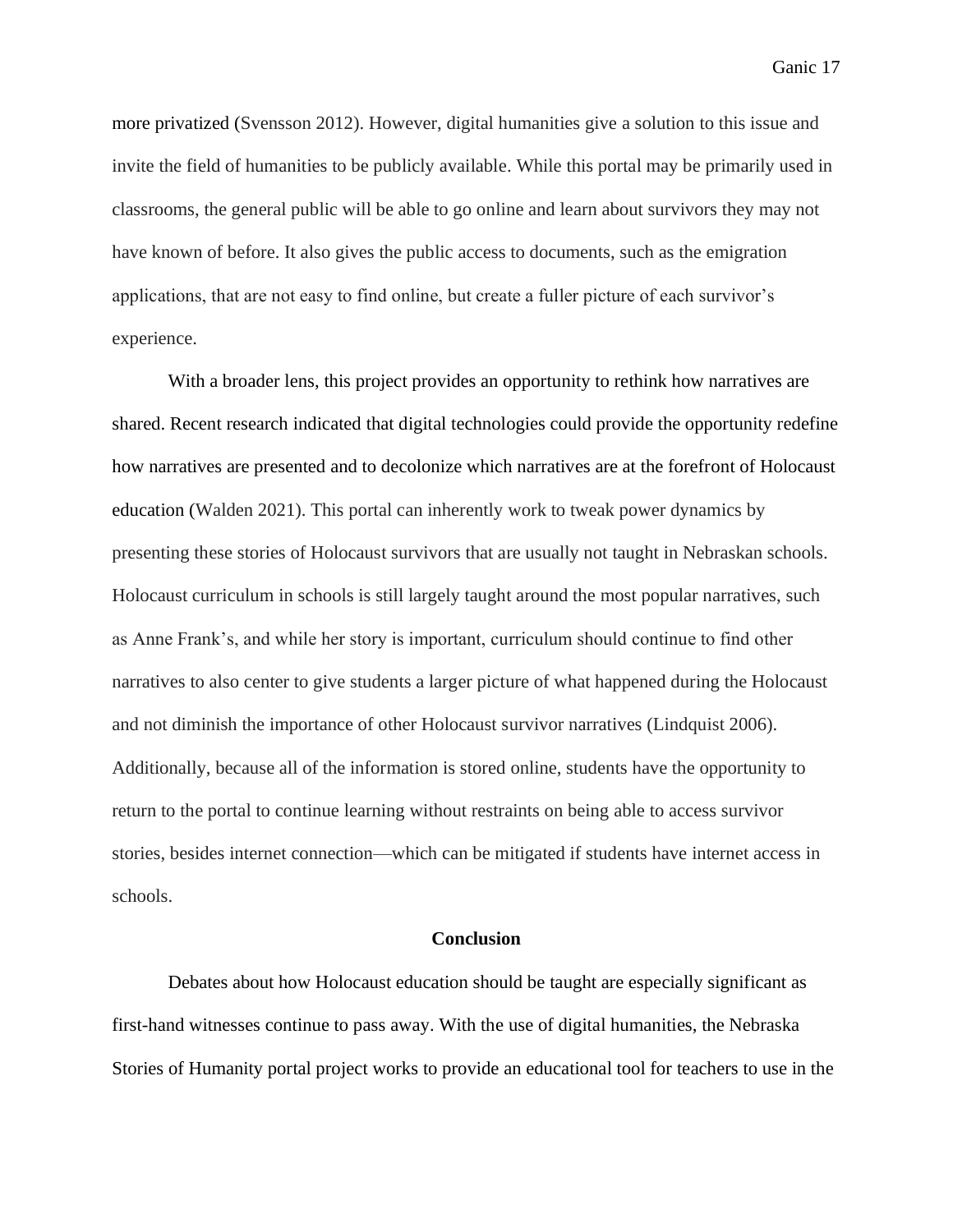more privatized (Svensson 2012). However, digital humanities give a solution to this issue and invite the field of humanities to be publicly available. While this portal may be primarily used in classrooms, the general public will be able to go online and learn about survivors they may not have known of before. It also gives the public access to documents, such as the emigration applications, that are not easy to find online, but create a fuller picture of each survivor's experience.

With a broader lens, this project provides an opportunity to rethink how narratives are shared. Recent research indicated that digital technologies could provide the opportunity redefine how narratives are presented and to decolonize which narratives are at the forefront of Holocaust education (Walden 2021). This portal can inherently work to tweak power dynamics by presenting these stories of Holocaust survivors that are usually not taught in Nebraskan schools. Holocaust curriculum in schools is still largely taught around the most popular narratives, such as Anne Frank's, and while her story is important, curriculum should continue to find other narratives to also center to give students a larger picture of what happened during the Holocaust and not diminish the importance of other Holocaust survivor narratives (Lindquist 2006). Additionally, because all of the information is stored online, students have the opportunity to return to the portal to continue learning without restraints on being able to access survivor stories, besides internet connection—which can be mitigated if students have internet access in schools.

## Conclusion

Debates about how Holocaust education should be taught are especially significant as first-hand witnesses continue to pass away. With the use of digital humanities, the Nebraska Stories of Humanity portal project works to provide an educational tool for teachers to use in the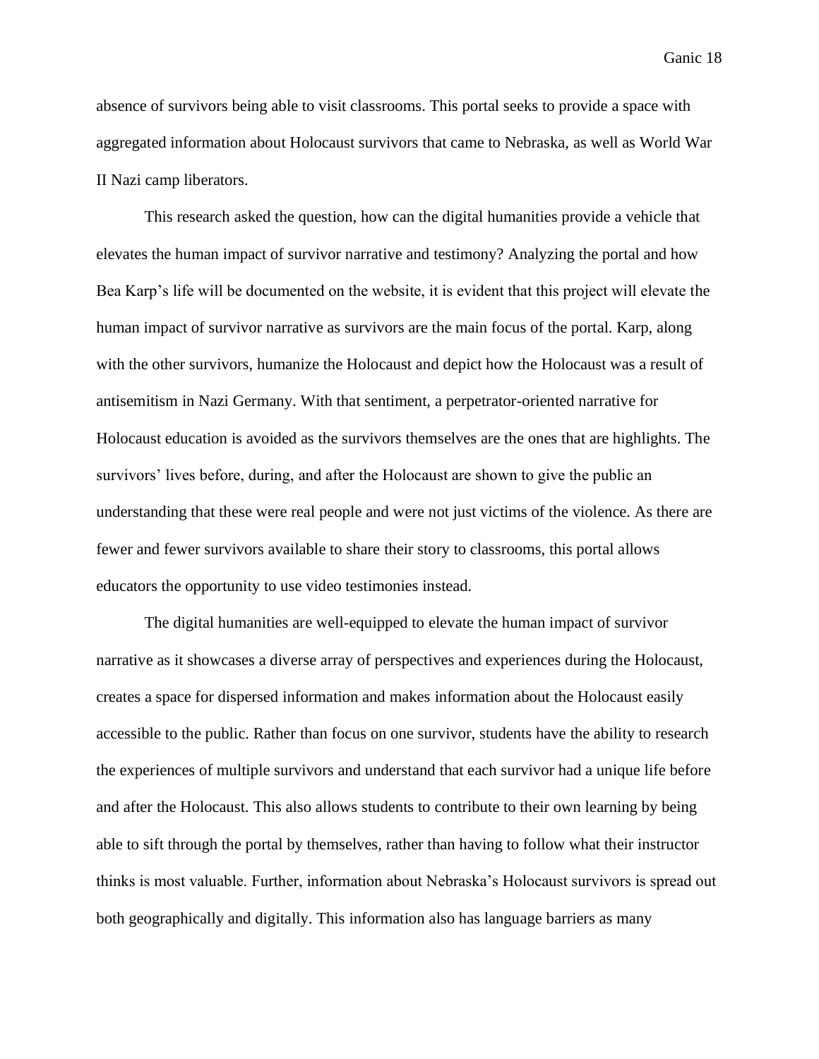absence of survivors being able to visit classrooms. This portal seeks to provide a space with aggregated information about Holocaust survivors that came to Nebraska, as well as World War II Nazi camp liberators.

This research asked the question, how can the digital humanities provide a vehicle that elevates the human impact of survivor narrative and testimony? Analyzing the portal and how Bea Karp's life will be documented on the website, it is evident that this project will elevate the human impact of survivor narrative as survivors are the main focus of the portal. Karp, along with the other survivors, humanize the Holocaust and depict how the Holocaust was a result of antisemitism in Nazi Germany. With that sentiment, a perpetrator-oriented narrative for Holocaust education is avoided as the survivors themselves are the ones that are highlights. The survivors' lives before, during, and after the Holocaust are shown to give the public an understanding that these were real people and were not just victims of the violence. As there are fewer and fewer survivors available to share their story to classrooms, this portal allows educators the opportunity to use video testimonies instead.

The digital humanities are well-equipped to elevate the human impact of survivor narrative as it showcases a diverse array of perspectives and experiences during the Holocaust, creates a space for dispersed information and makes information about the Holocaust easily accessible to the public. Rather than focus on one survivor, students have the ability to research the experiences of multiple survivors and understand that each survivor had a unique life before and after the Holocaust. This also allows students to contribute to their own learning by being able to sift through the portal by themselves, rather than having to follow what their instructor thinks is most valuable. Further, information about Nebraska's Holocaust survivors is spread out both geographically and digitally. This information also has language barriers as many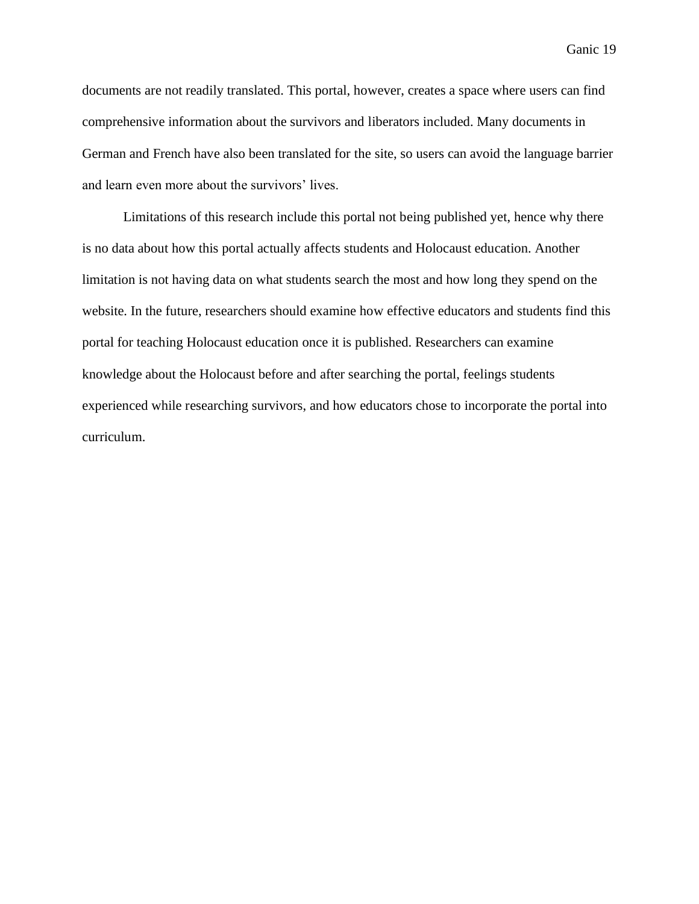documents are not readily translated. This portal, however, creates a space where users can find comprehensive information about the survivors and liberators included. Many documents in German and French have also been translated for the site, so users can avoid the language barrier and learn even more about the survivors' lives.

Limitations of this research include this portal not being published yet, hence why there is no data about how this portal actually affects students and Holocaust education. Another limitation is not having data on what students search the most and how long they spend on the website. In the future, researchers should examine how effective educators and students find this portal for teaching Holocaust education once it is published. Researchers can examine knowledge about the Holocaust before and after searching the portal, feelings students experienced while researching survivors, and how educators chose to incorporate the portal into curriculum.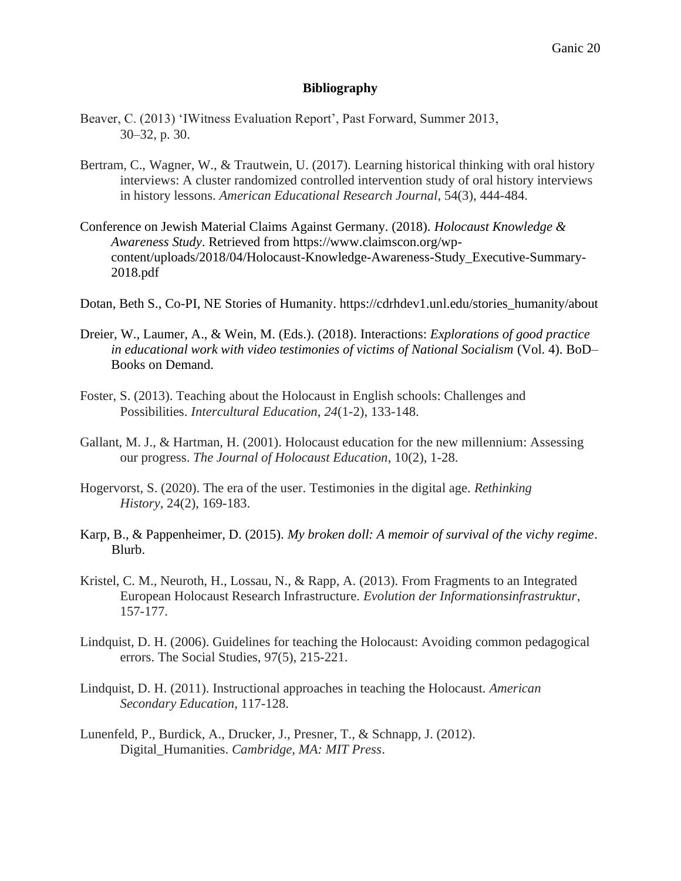# Bibliography

Beaver, C. (2013) 'IWitness Evaluation Report', Past Forward, Summer 2013, 30–32, p. 30.

Bertram, C., Wagner, W., & Trautwein, U. (2017). Learning historical thinking with oral history interviews: A cluster randomized controlled intervention study of oral history interviews in history lessons. *American Educational Research Journal*, 54(3), 444-484.

Conference on Jewish Material Claims Against Germany. (2018). *Holocaust Knowledge & Awareness Study*. Retrieved from https://www.claimscon.org/wp-content/uploads/2018/04/Holocaust-Knowledge-Awareness-Study_Executive-Summary-2018.pdf

Dotan, Beth S., Co-PI, NE Stories of Humanity. https://cdrhdev1.unl.edu/stories_humanity/about

Dreier, W., Laumer, A., & Wein, M. (Eds.). (2018). Interactions: *Explorations of good practice in educational work with video testimonies of victims of National Socialism* (Vol. 4). BoD–Books on Demand.

Foster, S. (2013). Teaching about the Holocaust in English schools: Challenges and Possibilities. *Intercultural Education*, *24*(1-2), 133-148.

Gallant, M. J., & Hartman, H. (2001). Holocaust education for the new millennium: Assessing our progress. *The Journal of Holocaust Education*, 10(2), 1-28.

Hogervorst, S. (2020). The era of the user. Testimonies in the digital age. *Rethinking History*, 24(2), 169-183.

Karp, B., & Pappenheimer, D. (2015). *My broken doll: A memoir of survival of the vichy regime*. Blurb.

Kristel, C. M., Neuroth, H., Lossau, N., & Rapp, A. (2013). From Fragments to an Integrated European Holocaust Research Infrastructure. *Evolution der Informationsinfrastruktur*, 157-177.

Lindquist, D. H. (2006). Guidelines for teaching the Holocaust: Avoiding common pedagogical errors. The Social Studies, 97(5), 215-221.

Lindquist, D. H. (2011). Instructional approaches in teaching the Holocaust. *American Secondary Education*, 117-128.

Lunenfeld, P., Burdick, A., Drucker, J., Presner, T., & Schnapp, J. (2012). Digital_Humanities. *Cambridge, MA: MIT Press*.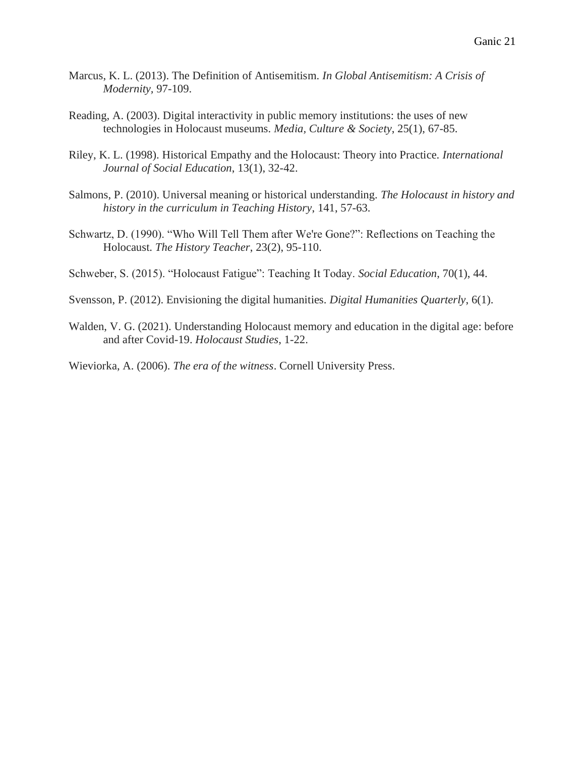Marcus, K. L. (2013). The Definition of Antisemitism. *In Global Antisemitism: A Crisis of Modernity*, 97-109.

Reading, A. (2003). Digital interactivity in public memory institutions: the uses of new technologies in Holocaust museums. *Media, Culture & Society*, 25(1), 67-85.

Riley, K. L. (1998). Historical Empathy and the Holocaust: Theory into Practice. *International Journal of Social Education*, 13(1), 32-42.

Salmons, P. (2010). Universal meaning or historical understanding. *The Holocaust in history and history in the curriculum in Teaching History*, 141, 57-63.

Schwartz, D. (1990). "Who Will Tell Them after We're Gone?": Reflections on Teaching the Holocaust. *The History Teacher*, 23(2), 95-110.

Schweber, S. (2015). "Holocaust Fatigue": Teaching It Today. *Social Education*, 70(1), 44.

Svensson, P. (2012). Envisioning the digital humanities. *Digital Humanities Quarterly*, 6(1).

Walden, V. G. (2021). Understanding Holocaust memory and education in the digital age: before and after Covid-19. *Holocaust Studies*, 1-22.

Wieviorka, A. (2006). *The era of the witness*. Cornell University Press.